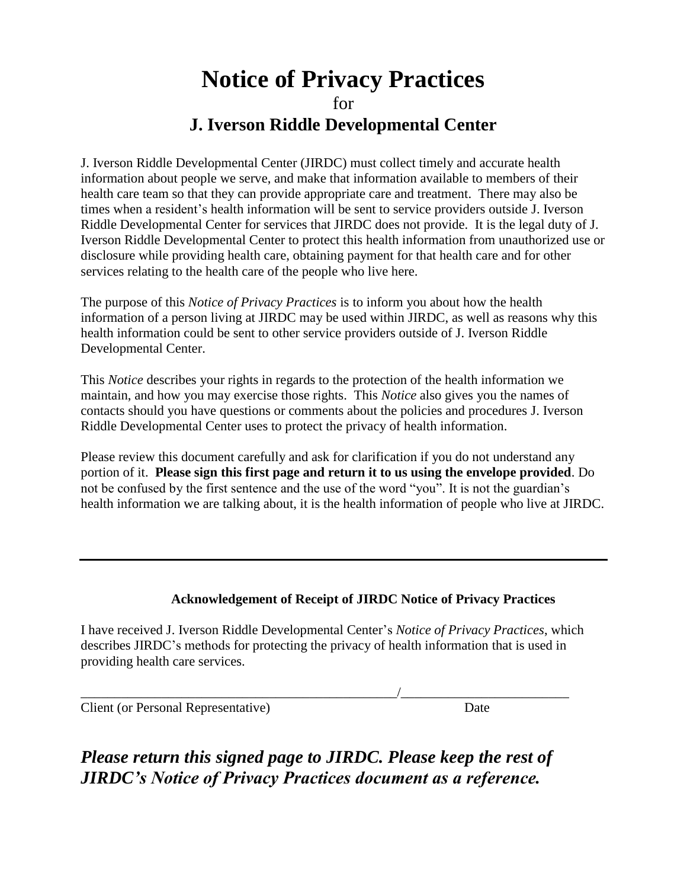# Notice of Privacy Practices

for

## J. Iverson Riddle Developmental Center

J. Iverson Riddle Developmental Center (JIRDC) must collect timely and accurate health information about people we serve, and make that information available to members of their health care team so that they can provide appropriate care and treatment. There may also be times when a resident's health information will be sent to service providers outside J. Iverson Riddle Developmental Center for services that JIRDC does not provide. It is the legal duty of J. Iverson Riddle Developmental Center to protect this health information from unauthorized use or disclosure while providing health care, obtaining payment for that health care and for other services relating to the health care of the people who live here.

The purpose of this *Notice of Privacy Practices* is to inform you about how the health information of a person living at JIRDC may be used within JIRDC, as well as reasons why this health information could be sent to other service providers outside of J. Iverson Riddle Developmental Center.

This *Notice* describes your rights in regards to the protection of the health information we maintain, and how you may exercise those rights. This *Notice* also gives you the names of contacts should you have questions or comments about the policies and procedures J. Iverson Riddle Developmental Center uses to protect the privacy of health information.

Please review this document carefully and ask for clarification if you do not understand any portion of it. **Please sign this first page and return it to us using the envelope provided**. Do not be confused by the first sentence and the use of the word "you". It is not the guardian's health information we are talking about, it is the health information of people who live at JIRDC.

---

**Acknowledgement of Receipt of JIRDC Notice of Privacy Practices**

I have received J. Iverson Riddle Developmental Center's *Notice of Privacy Practices*, which describes JIRDC's methods for protecting the privacy of health information that is used in providing health care services.

__________________________________________________/_________________________

Client (or Personal Representative) Date

***Please return this signed page to JIRDC. Please keep the rest of JIRDC's Notice of Privacy Practices document as a reference.***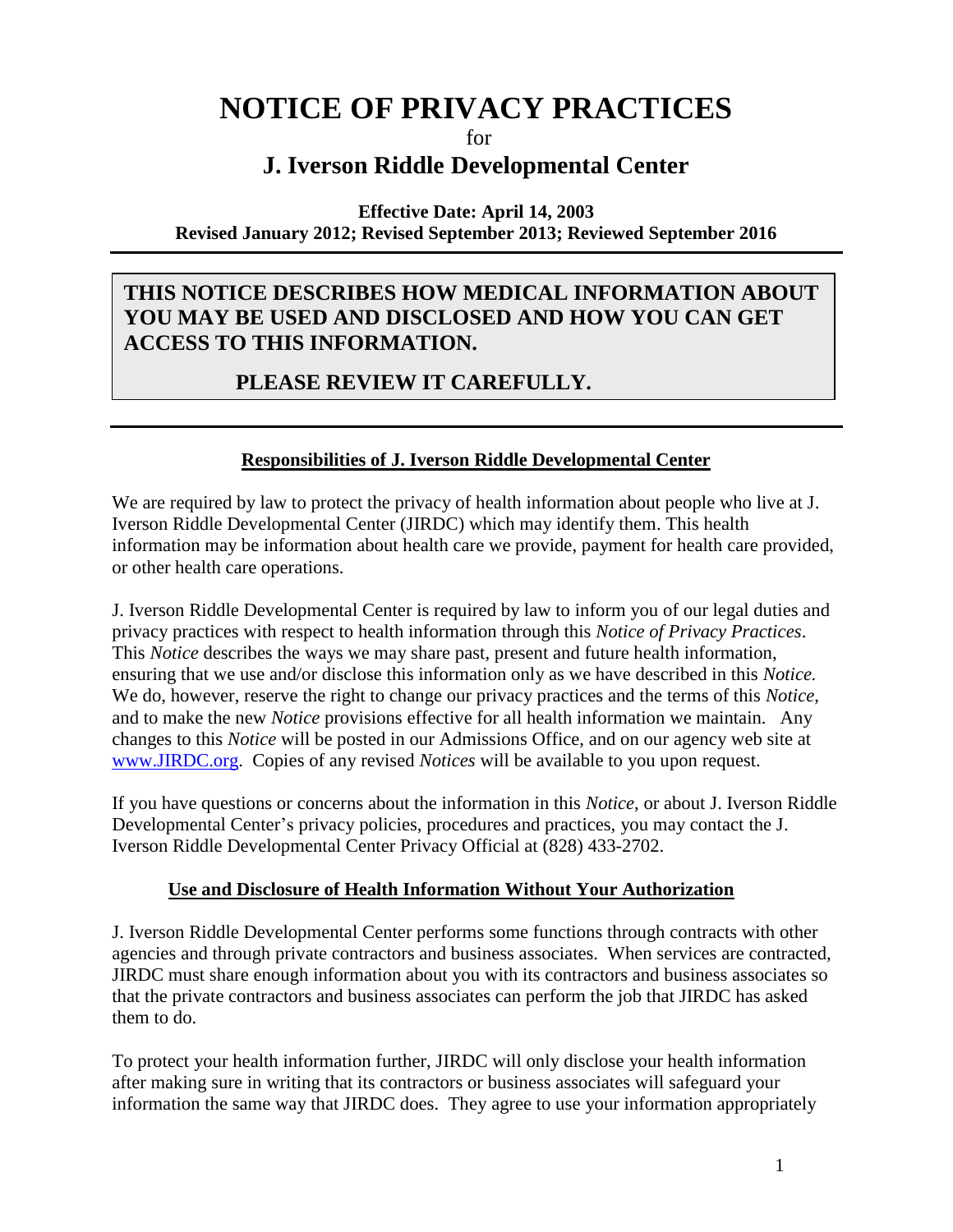# NOTICE OF PRIVACY PRACTICES

for

## J. Iverson Riddle Developmental Center

**Effective Date: April 14, 2003**
**Revised January 2012; Revised September 2013; Reviewed September 2016**

---

**THIS NOTICE DESCRIBES HOW MEDICAL INFORMATION ABOUT YOU MAY BE USED AND DISCLOSED AND HOW YOU CAN GET ACCESS TO THIS INFORMATION.**

**PLEASE REVIEW IT CAREFULLY.**

---

### Responsibilities of J. Iverson Riddle Developmental Center

We are required by law to protect the privacy of health information about people who live at J. Iverson Riddle Developmental Center (JIRDC) which may identify them. This health information may be information about health care we provide, payment for health care provided, or other health care operations.

J. Iverson Riddle Developmental Center is required by law to inform you of our legal duties and privacy practices with respect to health information through this *Notice of Privacy Practices*. This *Notice* describes the ways we may share past, present and future health information, ensuring that we use and/or disclose this information only as we have described in this *Notice.* We do, however, reserve the right to change our privacy practices and the terms of this *Notice*, and to make the new *Notice* provisions effective for all health information we maintain. Any changes to this *Notice* will be posted in our Admissions Office, and on our agency web site at [www.JIRDC.org](http://www.JIRDC.org). Copies of any revised *Notices* will be available to you upon request.

If you have questions or concerns about the information in this *Notice*, or about J. Iverson Riddle Developmental Center's privacy policies, procedures and practices, you may contact the J. Iverson Riddle Developmental Center Privacy Official at (828) 433-2702.

### Use and Disclosure of Health Information Without Your Authorization

J. Iverson Riddle Developmental Center performs some functions through contracts with other agencies and through private contractors and business associates. When services are contracted, JIRDC must share enough information about you with its contractors and business associates so that the private contractors and business associates can perform the job that JIRDC has asked them to do.

To protect your health information further, JIRDC will only disclose your health information after making sure in writing that its contractors or business associates will safeguard your information the same way that JIRDC does. They agree to use your information appropriately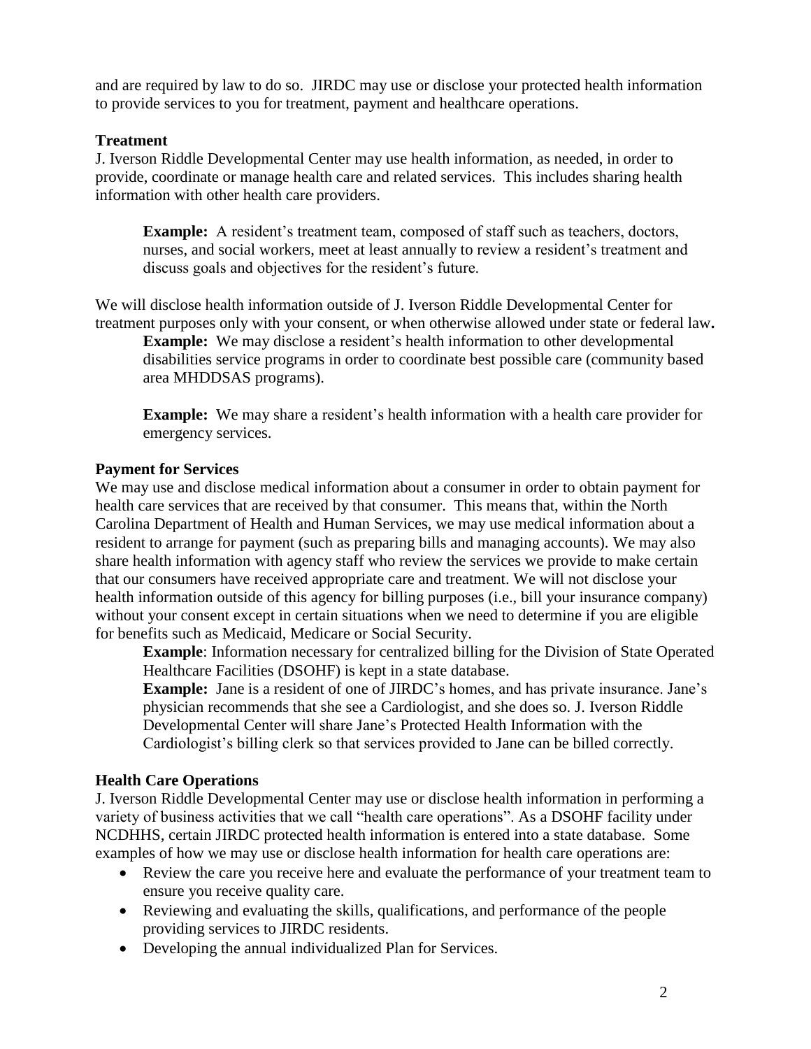and are required by law to do so. JIRDC may use or disclose your protected health information to provide services to you for treatment, payment and healthcare operations.

**Treatment**

J. Iverson Riddle Developmental Center may use health information, as needed, in order to provide, coordinate or manage health care and related services. This includes sharing health information with other health care providers.

> **Example:** A resident's treatment team, composed of staff such as teachers, doctors, nurses, and social workers, meet at least annually to review a resident's treatment and discuss goals and objectives for the resident's future.

We will disclose health information outside of J. Iverson Riddle Developmental Center for treatment purposes only with your consent, or when otherwise allowed under state or federal law**.**

> **Example:** We may disclose a resident's health information to other developmental disabilities service programs in order to coordinate best possible care (community based area MHDDSAS programs).
>
> **Example:** We may share a resident's health information with a health care provider for emergency services.

**Payment for Services**

We may use and disclose medical information about a consumer in order to obtain payment for health care services that are received by that consumer. This means that, within the North Carolina Department of Health and Human Services, we may use medical information about a resident to arrange for payment (such as preparing bills and managing accounts). We may also share health information with agency staff who review the services we provide to make certain that our consumers have received appropriate care and treatment. We will not disclose your health information outside of this agency for billing purposes (i.e., bill your insurance company) without your consent except in certain situations when we need to determine if you are eligible for benefits such as Medicaid, Medicare or Social Security.

> **Example**: Information necessary for centralized billing for the Division of State Operated Healthcare Facilities (DSOHF) is kept in a state database.
>
> **Example:** Jane is a resident of one of JIRDC's homes, and has private insurance. Jane's physician recommends that she see a Cardiologist, and she does so. J. Iverson Riddle Developmental Center will share Jane's Protected Health Information with the Cardiologist's billing clerk so that services provided to Jane can be billed correctly.

**Health Care Operations**

J. Iverson Riddle Developmental Center may use or disclose health information in performing a variety of business activities that we call "health care operations". As a DSOHF facility under NCDHHS, certain JIRDC protected health information is entered into a state database. Some examples of how we may use or disclose health information for health care operations are:

- Review the care you receive here and evaluate the performance of your treatment team to ensure you receive quality care.
- Reviewing and evaluating the skills, qualifications, and performance of the people providing services to JIRDC residents.
- Developing the annual individualized Plan for Services.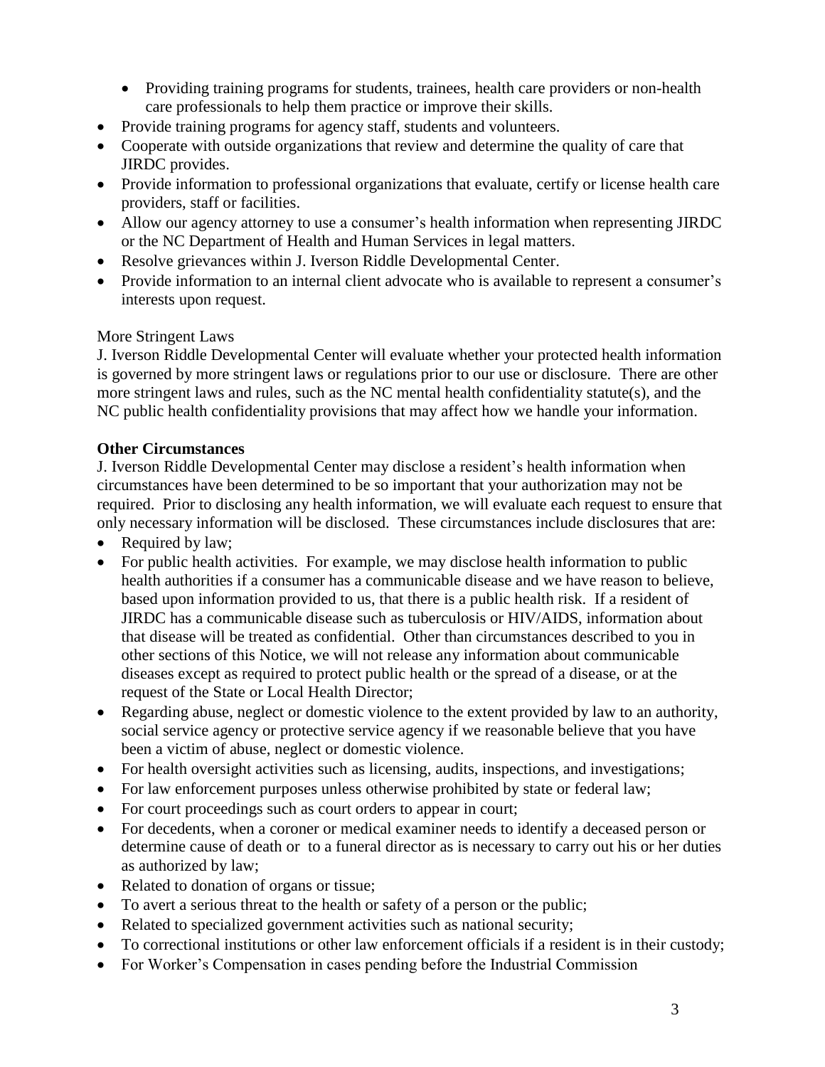- Providing training programs for students, trainees, health care providers or non-health care professionals to help them practice or improve their skills.
- Provide training programs for agency staff, students and volunteers.
- Cooperate with outside organizations that review and determine the quality of care that JIRDC provides.
- Provide information to professional organizations that evaluate, certify or license health care providers, staff or facilities.
- Allow our agency attorney to use a consumer's health information when representing JIRDC or the NC Department of Health and Human Services in legal matters.
- Resolve grievances within J. Iverson Riddle Developmental Center.
- Provide information to an internal client advocate who is available to represent a consumer's interests upon request.

More Stringent Laws

J. Iverson Riddle Developmental Center will evaluate whether your protected health information is governed by more stringent laws or regulations prior to our use or disclosure. There are other more stringent laws and rules, such as the NC mental health confidentiality statute(s), and the NC public health confidentiality provisions that may affect how we handle your information.

**Other Circumstances**

J. Iverson Riddle Developmental Center may disclose a resident's health information when circumstances have been determined to be so important that your authorization may not be required. Prior to disclosing any health information, we will evaluate each request to ensure that only necessary information will be disclosed. These circumstances include disclosures that are:

- Required by law;
- For public health activities. For example, we may disclose health information to public health authorities if a consumer has a communicable disease and we have reason to believe, based upon information provided to us, that there is a public health risk. If a resident of JIRDC has a communicable disease such as tuberculosis or HIV/AIDS, information about that disease will be treated as confidential. Other than circumstances described to you in other sections of this Notice, we will not release any information about communicable diseases except as required to protect public health or the spread of a disease, or at the request of the State or Local Health Director;
- Regarding abuse, neglect or domestic violence to the extent provided by law to an authority, social service agency or protective service agency if we reasonable believe that you have been a victim of abuse, neglect or domestic violence.
- For health oversight activities such as licensing, audits, inspections, and investigations;
- For law enforcement purposes unless otherwise prohibited by state or federal law;
- For court proceedings such as court orders to appear in court;
- For decedents, when a coroner or medical examiner needs to identify a deceased person or determine cause of death or to a funeral director as is necessary to carry out his or her duties as authorized by law;
- Related to donation of organs or tissue;
- To avert a serious threat to the health or safety of a person or the public;
- Related to specialized government activities such as national security;
- To correctional institutions or other law enforcement officials if a resident is in their custody;
- For Worker's Compensation in cases pending before the Industrial Commission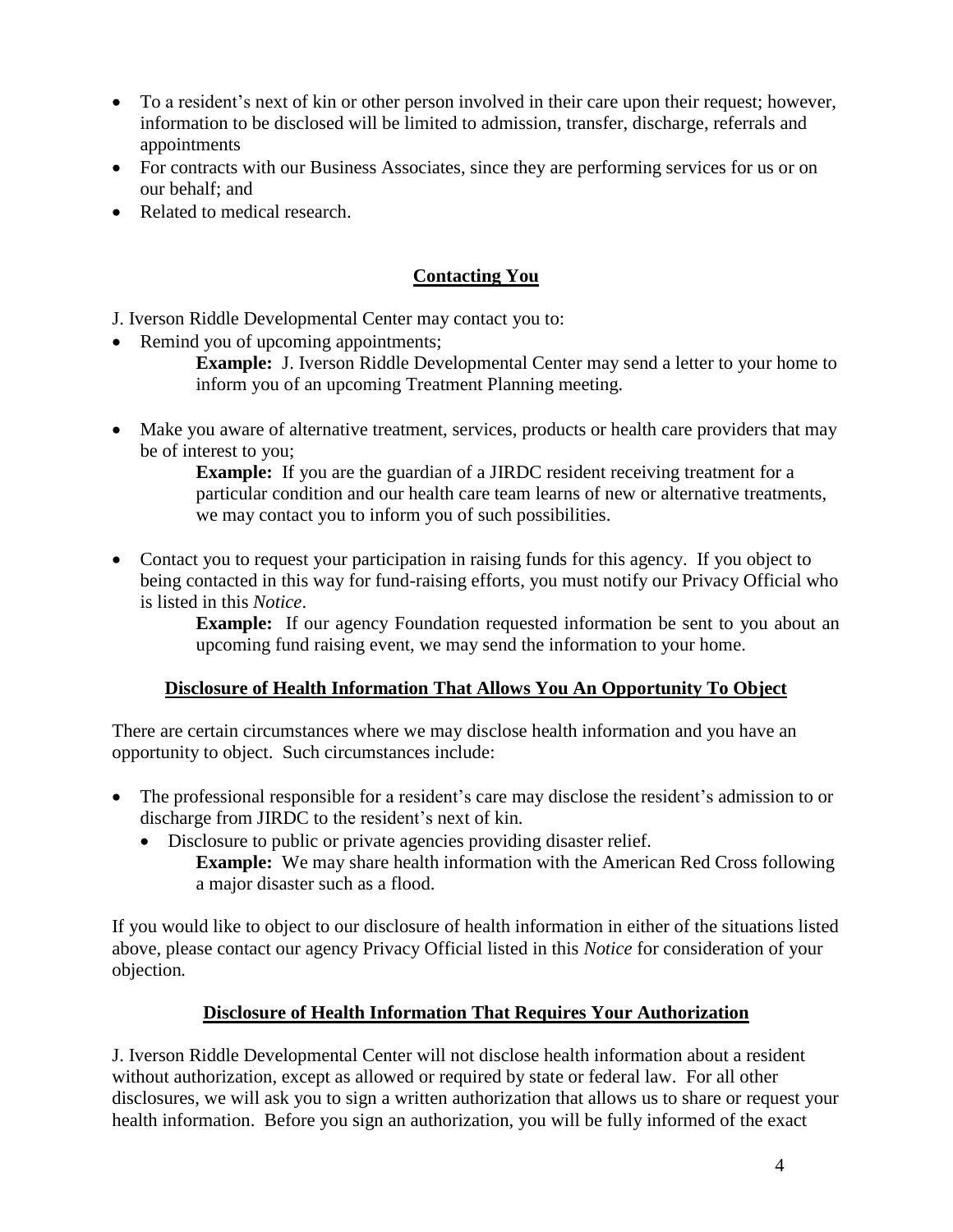- To a resident's next of kin or other person involved in their care upon their request; however, information to be disclosed will be limited to admission, transfer, discharge, referrals and appointments
- For contracts with our Business Associates, since they are performing services for us or on our behalf; and
- Related to medical research.

## Contacting You

J. Iverson Riddle Developmental Center may contact you to:

- Remind you of upcoming appointments;

  **Example:** J. Iverson Riddle Developmental Center may send a letter to your home to inform you of an upcoming Treatment Planning meeting.

- Make you aware of alternative treatment, services, products or health care providers that may be of interest to you;

  **Example:** If you are the guardian of a JIRDC resident receiving treatment for a particular condition and our health care team learns of new or alternative treatments, we may contact you to inform you of such possibilities.

- Contact you to request your participation in raising funds for this agency. If you object to being contacted in this way for fund-raising efforts, you must notify our Privacy Official who is listed in this *Notice*.

  **Example:** If our agency Foundation requested information be sent to you about an upcoming fund raising event, we may send the information to your home.

## Disclosure of Health Information That Allows You An Opportunity To Object

There are certain circumstances where we may disclose health information and you have an opportunity to object. Such circumstances include:

- The professional responsible for a resident's care may disclose the resident's admission to or discharge from JIRDC to the resident's next of kin.
  - Disclosure to public or private agencies providing disaster relief.

    **Example:** We may share health information with the American Red Cross following a major disaster such as a flood.

If you would like to object to our disclosure of health information in either of the situations listed above, please contact our agency Privacy Official listed in this *Notice* for consideration of your objection.

## Disclosure of Health Information That Requires Your Authorization

J. Iverson Riddle Developmental Center will not disclose health information about a resident without authorization, except as allowed or required by state or federal law. For all other disclosures, we will ask you to sign a written authorization that allows us to share or request your health information. Before you sign an authorization, you will be fully informed of the exact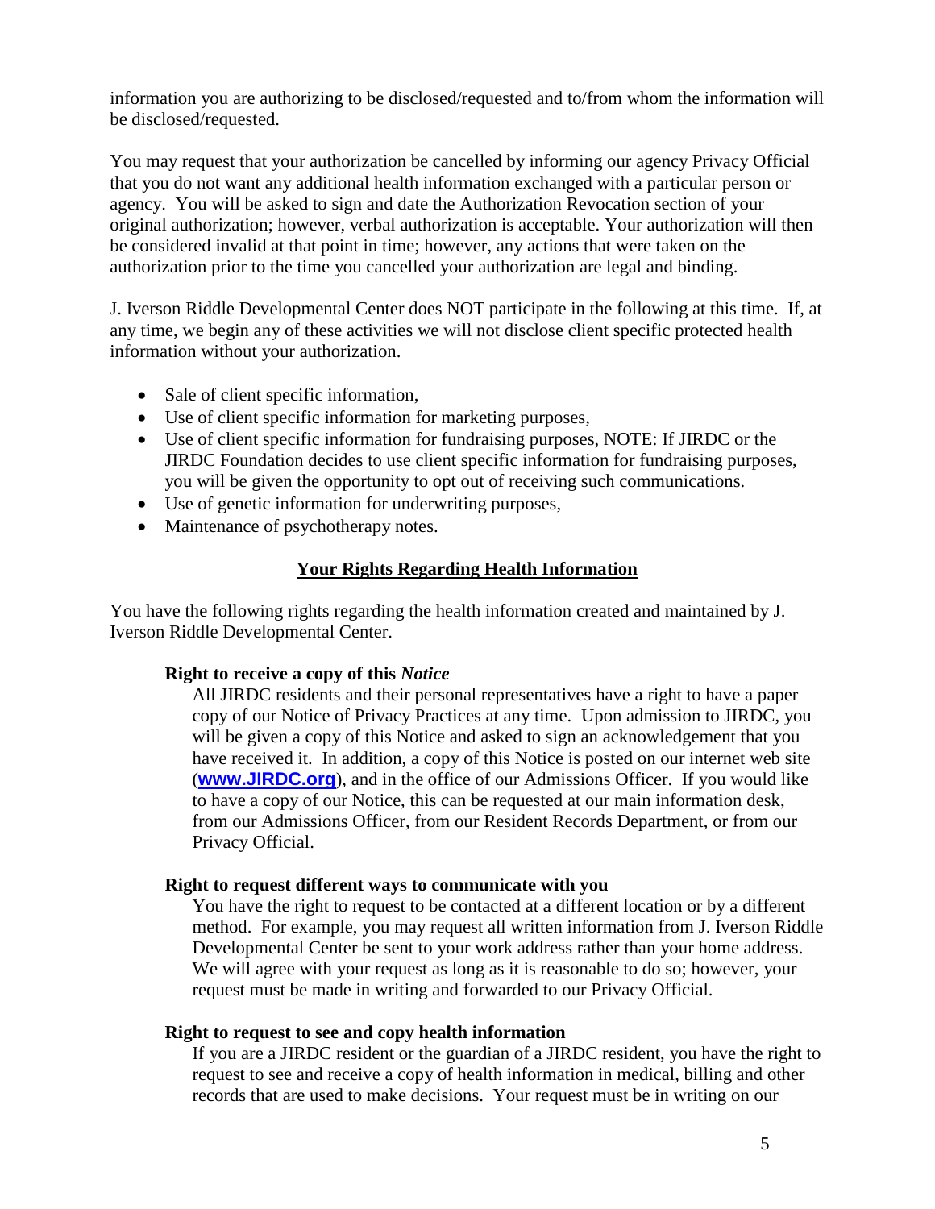information you are authorizing to be disclosed/requested and to/from whom the information will be disclosed/requested.

You may request that your authorization be cancelled by informing our agency Privacy Official that you do not want any additional health information exchanged with a particular person or agency. You will be asked to sign and date the Authorization Revocation section of your original authorization; however, verbal authorization is acceptable. Your authorization will then be considered invalid at that point in time; however, any actions that were taken on the authorization prior to the time you cancelled your authorization are legal and binding.

J. Iverson Riddle Developmental Center does NOT participate in the following at this time. If, at any time, we begin any of these activities we will not disclose client specific protected health information without your authorization.

- Sale of client specific information,
- Use of client specific information for marketing purposes,
- Use of client specific information for fundraising purposes, NOTE: If JIRDC or the JIRDC Foundation decides to use client specific information for fundraising purposes, you will be given the opportunity to opt out of receiving such communications.
- Use of genetic information for underwriting purposes,
- Maintenance of psychotherapy notes.

## Your Rights Regarding Health Information

You have the following rights regarding the health information created and maintained by J. Iverson Riddle Developmental Center.

**Right to receive a copy of this *Notice***

All JIRDC residents and their personal representatives have a right to have a paper copy of our Notice of Privacy Practices at any time. Upon admission to JIRDC, you will be given a copy of this Notice and asked to sign an acknowledgement that you have received it. In addition, a copy of this Notice is posted on our internet web site (**www.JIRDC.org**), and in the office of our Admissions Officer. If you would like to have a copy of our Notice, this can be requested at our main information desk, from our Admissions Officer, from our Resident Records Department, or from our Privacy Official.

**Right to request different ways to communicate with you**

You have the right to request to be contacted at a different location or by a different method. For example, you may request all written information from J. Iverson Riddle Developmental Center be sent to your work address rather than your home address. We will agree with your request as long as it is reasonable to do so; however, your request must be made in writing and forwarded to our Privacy Official.

**Right to request to see and copy health information**

If you are a JIRDC resident or the guardian of a JIRDC resident, you have the right to request to see and receive a copy of health information in medical, billing and other records that are used to make decisions. Your request must be in writing on our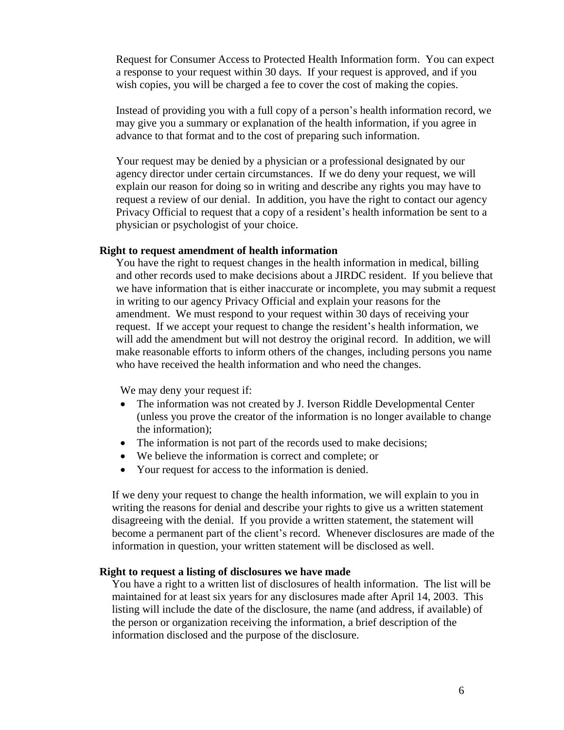Request for Consumer Access to Protected Health Information form. You can expect a response to your request within 30 days. If your request is approved, and if you wish copies, you will be charged a fee to cover the cost of making the copies.

Instead of providing you with a full copy of a person's health information record, we may give you a summary or explanation of the health information, if you agree in advance to that format and to the cost of preparing such information.

Your request may be denied by a physician or a professional designated by our agency director under certain circumstances. If we do deny your request, we will explain our reason for doing so in writing and describe any rights you may have to request a review of our denial. In addition, you have the right to contact our agency Privacy Official to request that a copy of a resident's health information be sent to a physician or psychologist of your choice.

**Right to request amendment of health information**

You have the right to request changes in the health information in medical, billing and other records used to make decisions about a JIRDC resident. If you believe that we have information that is either inaccurate or incomplete, you may submit a request in writing to our agency Privacy Official and explain your reasons for the amendment. We must respond to your request within 30 days of receiving your request. If we accept your request to change the resident's health information, we will add the amendment but will not destroy the original record. In addition, we will make reasonable efforts to inform others of the changes, including persons you name who have received the health information and who need the changes.

We may deny your request if:

- The information was not created by J. Iverson Riddle Developmental Center (unless you prove the creator of the information is no longer available to change the information);
- The information is not part of the records used to make decisions;
- We believe the information is correct and complete; or
- Your request for access to the information is denied.

If we deny your request to change the health information, we will explain to you in writing the reasons for denial and describe your rights to give us a written statement disagreeing with the denial. If you provide a written statement, the statement will become a permanent part of the client's record. Whenever disclosures are made of the information in question, your written statement will be disclosed as well.

**Right to request a listing of disclosures we have made**

You have a right to a written list of disclosures of health information. The list will be maintained for at least six years for any disclosures made after April 14, 2003. This listing will include the date of the disclosure, the name (and address, if available) of the person or organization receiving the information, a brief description of the information disclosed and the purpose of the disclosure.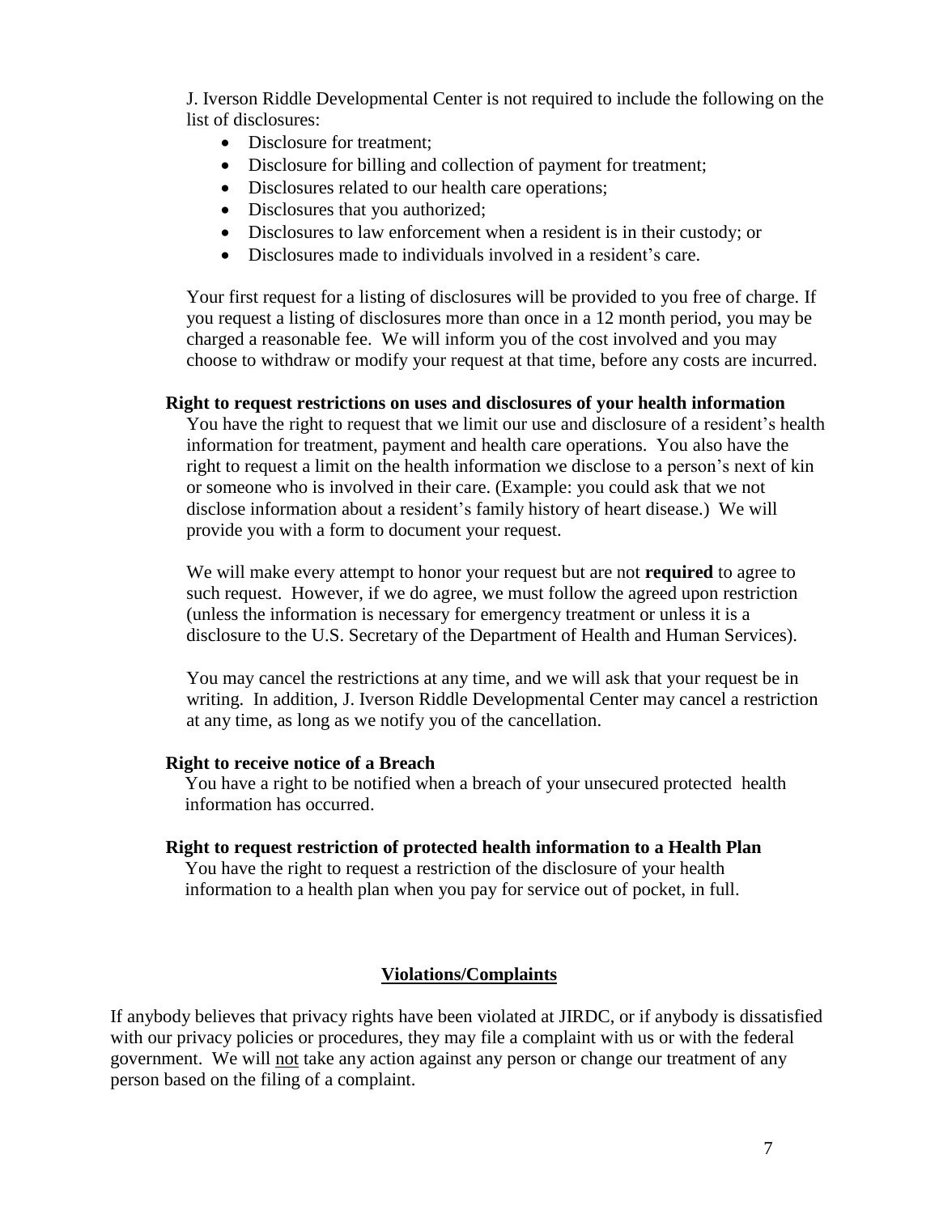J. Iverson Riddle Developmental Center is not required to include the following on the list of disclosures:

- Disclosure for treatment;
- Disclosure for billing and collection of payment for treatment;
- Disclosures related to our health care operations;
- Disclosures that you authorized;
- Disclosures to law enforcement when a resident is in their custody; or
- Disclosures made to individuals involved in a resident's care.

Your first request for a listing of disclosures will be provided to you free of charge. If you request a listing of disclosures more than once in a 12 month period, you may be charged a reasonable fee. We will inform you of the cost involved and you may choose to withdraw or modify your request at that time, before any costs are incurred.

**Right to request restrictions on uses and disclosures of your health information**

You have the right to request that we limit our use and disclosure of a resident's health information for treatment, payment and health care operations. You also have the right to request a limit on the health information we disclose to a person's next of kin or someone who is involved in their care. (Example: you could ask that we not disclose information about a resident's family history of heart disease.) We will provide you with a form to document your request.

We will make every attempt to honor your request but are not **required** to agree to such request. However, if we do agree, we must follow the agreed upon restriction (unless the information is necessary for emergency treatment or unless it is a disclosure to the U.S. Secretary of the Department of Health and Human Services).

You may cancel the restrictions at any time, and we will ask that your request be in writing. In addition, J. Iverson Riddle Developmental Center may cancel a restriction at any time, as long as we notify you of the cancellation.

**Right to receive notice of a Breach**

You have a right to be notified when a breach of your unsecured protected health information has occurred.

**Right to request restriction of protected health information to a Health Plan**

You have the right to request a restriction of the disclosure of your health information to a health plan when you pay for service out of pocket, in full.

## Violations/Complaints

If anybody believes that privacy rights have been violated at JIRDC, or if anybody is dissatisfied with our privacy policies or procedures, they may file a complaint with us or with the federal government. We will not take any action against any person or change our treatment of any person based on the filing of a complaint.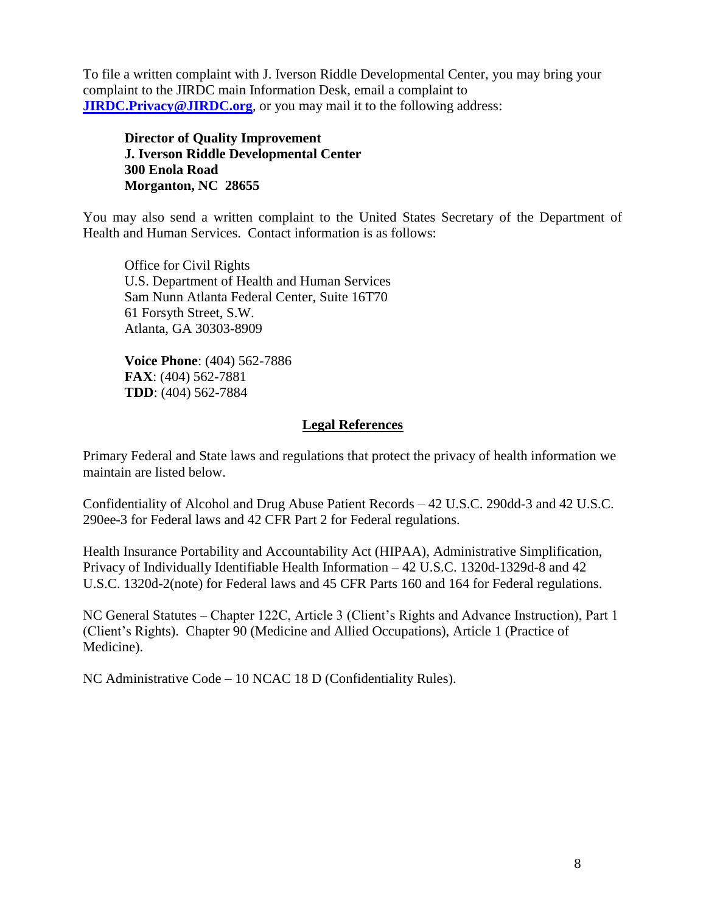To file a written complaint with J. Iverson Riddle Developmental Center, you may bring your complaint to the JIRDC main Information Desk, email a complaint to **JIRDC.Privacy@JIRDC.org**, or you may mail it to the following address:

> **Director of Quality Improvement**
> **J. Iverson Riddle Developmental Center**
> **300 Enola Road**
> **Morganton, NC 28655**

You may also send a written complaint to the United States Secretary of the Department of Health and Human Services. Contact information is as follows:

> Office for Civil Rights
> U.S. Department of Health and Human Services
> Sam Nunn Atlanta Federal Center, Suite 16T70
> 61 Forsyth Street, S.W.
> Atlanta, GA 30303-8909
>
> **Voice Phone**: (404) 562-7886
> **FAX**: (404) 562-7881
> **TDD**: (404) 562-7884

## Legal References

Primary Federal and State laws and regulations that protect the privacy of health information we maintain are listed below.

Confidentiality of Alcohol and Drug Abuse Patient Records – 42 U.S.C. 290dd-3 and 42 U.S.C. 290ee-3 for Federal laws and 42 CFR Part 2 for Federal regulations.

Health Insurance Portability and Accountability Act (HIPAA), Administrative Simplification, Privacy of Individually Identifiable Health Information – 42 U.S.C. 1320d-1329d-8 and 42 U.S.C. 1320d-2(note) for Federal laws and 45 CFR Parts 160 and 164 for Federal regulations.

NC General Statutes – Chapter 122C, Article 3 (Client's Rights and Advance Instruction), Part 1 (Client's Rights). Chapter 90 (Medicine and Allied Occupations), Article 1 (Practice of Medicine).

NC Administrative Code – 10 NCAC 18 D (Confidentiality Rules).